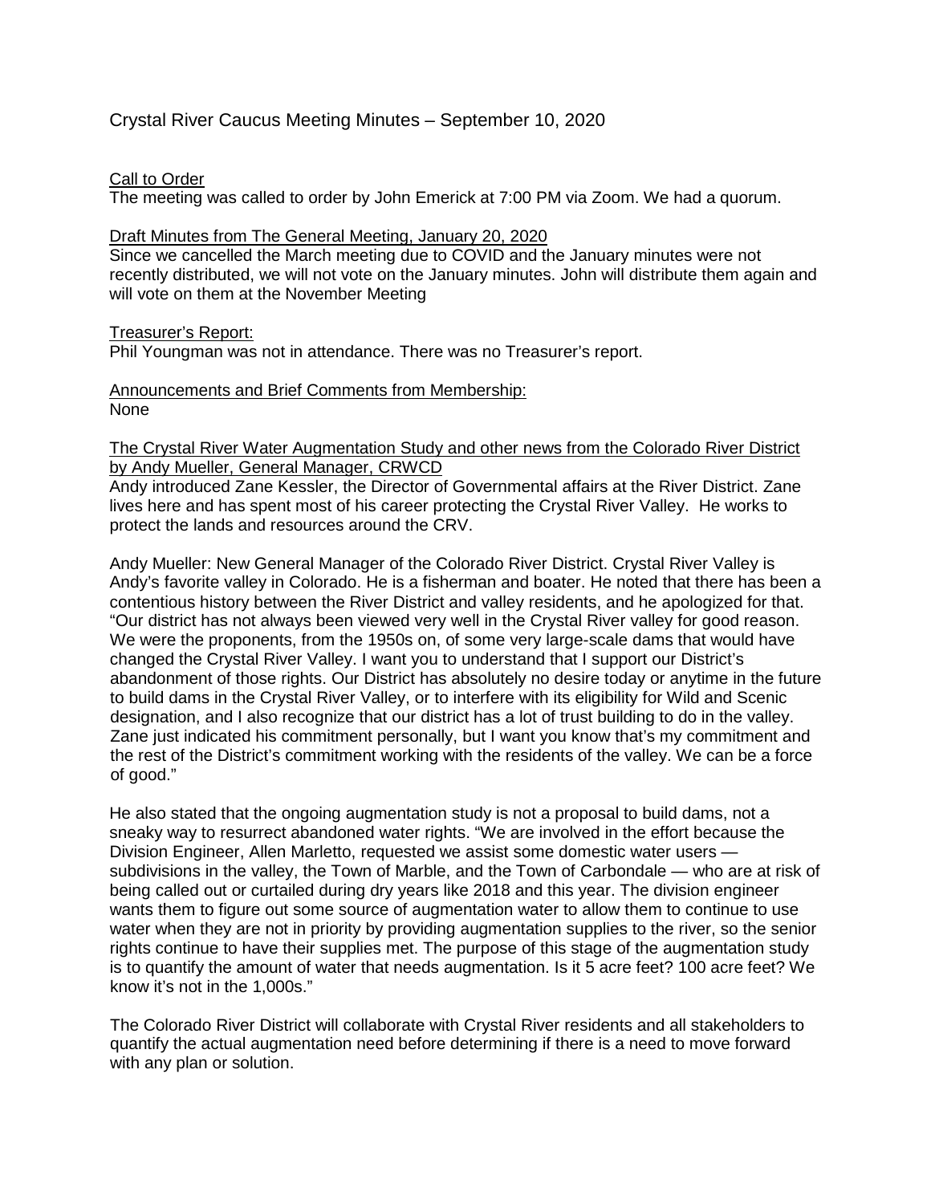# Crystal River Caucus Meeting Minutes – September 10, 2020

Call to Order

The meeting was called to order by John Emerick at 7:00 PM via Zoom. We had a quorum.

Draft Minutes from The General Meeting, January 20, 2020

Since we cancelled the March meeting due to COVID and the January minutes were not recently distributed, we will not vote on the January minutes. John will distribute them again and will vote on them at the November Meeting

Treasurer's Report:

Phil Youngman was not in attendance. There was no Treasurer's report.

Announcements and Brief Comments from Membership:

None

The Crystal River Water Augmentation Study and other news from the Colorado River District by Andy Mueller, General Manager, CRWCD

Andy introduced Zane Kessler, the Director of Governmental affairs at the River District. Zane lives here and has spent most of his career protecting the Crystal River Valley. He works to protect the lands and resources around the CRV.

Andy Mueller: New General Manager of the Colorado River District. Crystal River Valley is Andy's favorite valley in Colorado. He is a fisherman and boater. He noted that there has been a contentious history between the River District and valley residents, and he apologized for that. "Our district has not always been viewed very well in the Crystal River valley for good reason. We were the proponents, from the 1950s on, of some very large-scale dams that would have changed the Crystal River Valley. I want you to understand that I support our District's abandonment of those rights. Our District has absolutely no desire today or anytime in the future to build dams in the Crystal River Valley, or to interfere with its eligibility for Wild and Scenic designation, and I also recognize that our district has a lot of trust building to do in the valley. Zane just indicated his commitment personally, but I want you know that's my commitment and the rest of the District's commitment working with the residents of the valley. We can be a force of good."

He also stated that the ongoing augmentation study is not a proposal to build dams, not a sneaky way to resurrect abandoned water rights. "We are involved in the effort because the Division Engineer, Allen Marletto, requested we assist some domestic water users — subdivisions in the valley, the Town of Marble, and the Town of Carbondale — who are at risk of being called out or curtailed during dry years like 2018 and this year. The division engineer wants them to figure out some source of augmentation water to allow them to continue to use water when they are not in priority by providing augmentation supplies to the river, so the senior rights continue to have their supplies met. The purpose of this stage of the augmentation study is to quantify the amount of water that needs augmentation. Is it 5 acre feet? 100 acre feet? We know it's not in the 1,000s."

The Colorado River District will collaborate with Crystal River residents and all stakeholders to quantify the actual augmentation need before determining if there is a need to move forward with any plan or solution.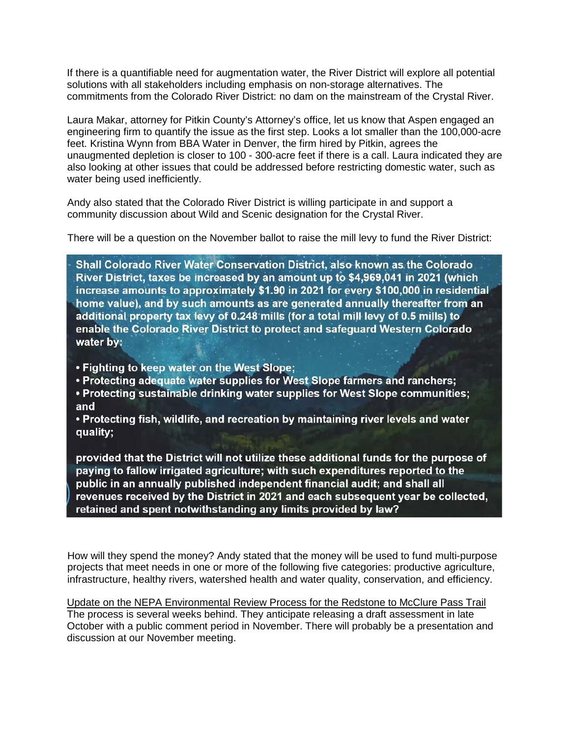If there is a quantifiable need for augmentation water, the River District will explore all potential solutions with all stakeholders including emphasis on non-storage alternatives. The commitments from the Colorado River District: no dam on the mainstream of the Crystal River.

Laura Makar, attorney for Pitkin County's Attorney's office, let us know that Aspen engaged an engineering firm to quantify the issue as the first step. Looks a lot smaller than the 100,000-acre feet. Kristina Wynn from BBA Water in Denver, the firm hired by Pitkin, agrees the unaugmented depletion is closer to 100 - 300-acre feet if there is a call. Laura indicated they are also looking at other issues that could be addressed before restricting domestic water, such as water being used inefficiently.

Andy also stated that the Colorado River District is willing participate in and support a community discussion about Wild and Scenic designation for the Crystal River.

There will be a question on the November ballot to raise the mill levy to fund the River District:

**Shall Colorado River Water Conservation District, also known as the Colorado River District, taxes be increased by an amount up to $4,969,041 in 2021 (which increase amounts to approximately $1.90 in 2021 for every $100,000 in residential home value), and by such amounts as are generated annually thereafter from an additional property tax levy of 0.248 mills (for a total mill levy of 0.5 mills) to enable the Colorado River District to protect and safeguard Western Colorado water by:**

- **Fighting to keep water on the West Slope;**
- **Protecting adequate water supplies for West Slope farmers and ranchers;**
- **Protecting sustainable drinking water supplies for West Slope communities; and**
- **Protecting fish, wildlife, and recreation by maintaining river levels and water quality;**

**provided that the District will not utilize these additional funds for the purpose of paying to fallow irrigated agriculture; with such expenditures reported to the public in an annually published independent financial audit; and shall all revenues received by the District in 2021 and each subsequent year be collected, retained and spent notwithstanding any limits provided by law?**

How will they spend the money? Andy stated that the money will be used to fund multi-purpose projects that meet needs in one or more of the following five categories: productive agriculture, infrastructure, healthy rivers, watershed health and water quality, conservation, and efficiency.

<u>Update on the NEPA Environmental Review Process for the Redstone to McClure Pass Trail</u>
The process is several weeks behind. They anticipate releasing a draft assessment in late October with a public comment period in November. There will probably be a presentation and discussion at our November meeting.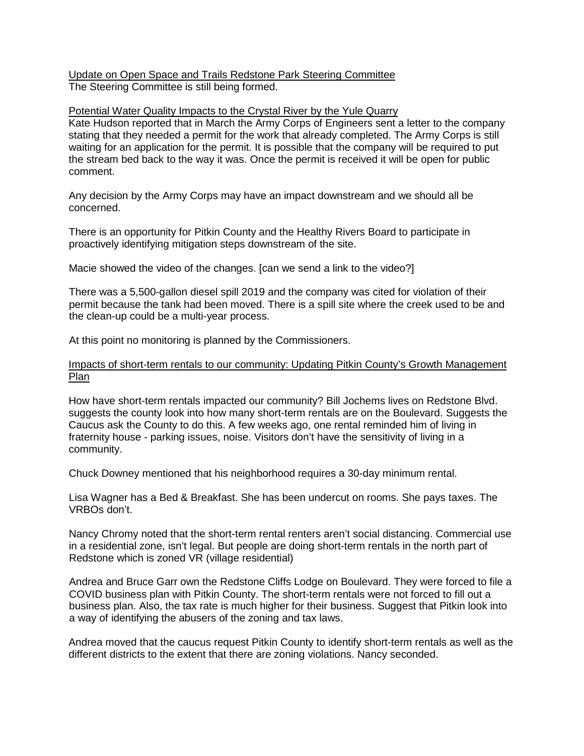Update on Open Space and Trails Redstone Park Steering Committee

The Steering Committee is still being formed.

Potential Water Quality Impacts to the Crystal River by the Yule Quarry

Kate Hudson reported that in March the Army Corps of Engineers sent a letter to the company stating that they needed a permit for the work that already completed. The Army Corps is still waiting for an application for the permit. It is possible that the company will be required to put the stream bed back to the way it was. Once the permit is received it will be open for public comment.

Any decision by the Army Corps may have an impact downstream and we should all be concerned.

There is an opportunity for Pitkin County and the Healthy Rivers Board to participate in proactively identifying mitigation steps downstream of the site.

Macie showed the video of the changes. [can we send a link to the video?]

There was a 5,500-gallon diesel spill 2019 and the company was cited for violation of their permit because the tank had been moved. There is a spill site where the creek used to be and the clean-up could be a multi-year process.

At this point no monitoring is planned by the Commissioners.

Impacts of short-term rentals to our community: Updating Pitkin County's Growth Management Plan

How have short-term rentals impacted our community? Bill Jochems lives on Redstone Blvd. suggests the county look into how many short-term rentals are on the Boulevard. Suggests the Caucus ask the County to do this. A few weeks ago, one rental reminded him of living in fraternity house - parking issues, noise. Visitors don't have the sensitivity of living in a community.

Chuck Downey mentioned that his neighborhood requires a 30-day minimum rental.

Lisa Wagner has a Bed & Breakfast. She has been undercut on rooms. She pays taxes. The VRBOs don't.

Nancy Chromy noted that the short-term rental renters aren't social distancing. Commercial use in a residential zone, isn't legal. But people are doing short-term rentals in the north part of Redstone which is zoned VR (village residential)

Andrea and Bruce Garr own the Redstone Cliffs Lodge on Boulevard. They were forced to file a COVID business plan with Pitkin County. The short-term rentals were not forced to fill out a business plan. Also, the tax rate is much higher for their business. Suggest that Pitkin look into a way of identifying the abusers of the zoning and tax laws.

Andrea moved that the caucus request Pitkin County to identify short-term rentals as well as the different districts to the extent that there are zoning violations. Nancy seconded.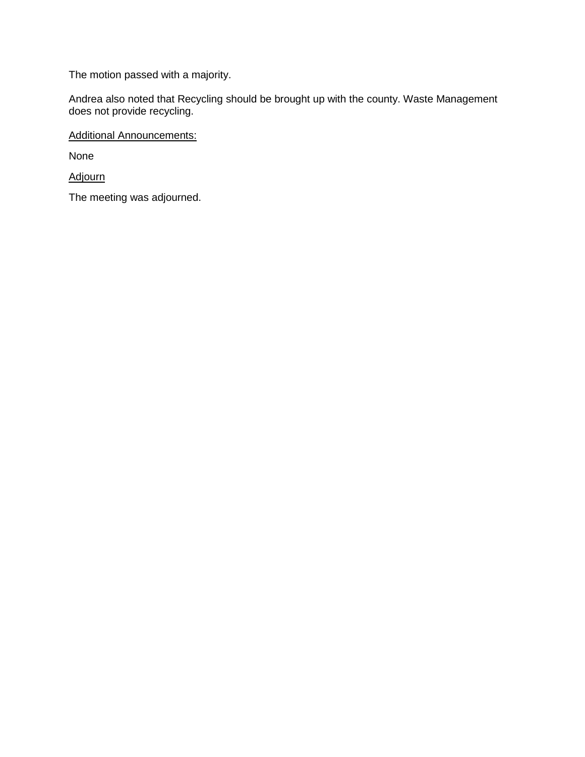The motion passed with a majority.

Andrea also noted that Recycling should be brought up with the county. Waste Management does not provide recycling.

<u>Additional Announcements:</u>

None

<u>Adjourn</u>

The meeting was adjourned.